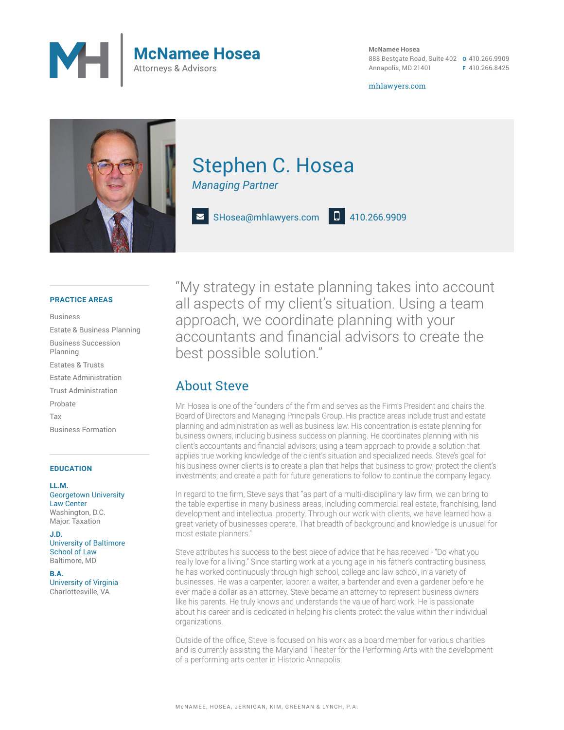# McNamee Hosea

Attorneys & Advisors

**McNamee Hosea**
888 Bestgate Road, Suite 402
Annapolis, MD 21401

**O** 410.266.9909
**F** 410.266.8425

mhlawyers.com

# Stephen C. Hosea

*Managing Partner*

SHosea@mhlawyers.com | 410.266.9909

## PRACTICE AREAS

- Business
- Estate & Business Planning
- Business Succession Planning
- Estates & Trusts
- Estate Administration
- Trust Administration
- Probate
- Tax
- Business Formation

## EDUCATION

**LL.M.**
Georgetown University Law Center
Washington, D.C.
Major: Taxation

**J.D.**
University of Baltimore School of Law
Baltimore, MD

**B.A.**
University of Virginia
Charlottesville, VA

> "My strategy in estate planning takes into account all aspects of my client's situation. Using a team approach, we coordinate planning with your accountants and financial advisors to create the best possible solution."

## About Steve

Mr. Hosea is one of the founders of the firm and serves as the Firm's President and chairs the Board of Directors and Managing Principals Group. His practice areas include trust and estate planning and administration as well as business law. His concentration is estate planning for business owners, including business succession planning. He coordinates planning with his client's accountants and financial advisors; using a team approach to provide a solution that applies true working knowledge of the client's situation and specialized needs. Steve's goal for his business owner clients is to create a plan that helps that business to grow; protect the client's investments; and create a path for future generations to follow to continue the company legacy.

In regard to the firm, Steve says that "as part of a multi-disciplinary law firm, we can bring to the table expertise in many business areas, including commercial real estate, franchising, land development and intellectual property. Through our work with clients, we have learned how a great variety of businesses operate. That breadth of background and knowledge is unusual for most estate planners."

Steve attributes his success to the best piece of advice that he has received - "Do what you really love for a living." Since starting work at a young age in his father's contracting business, he has worked continuously through high school, college and law school, in a variety of businesses. He was a carpenter, laborer, a waiter, a bartender and even a gardener before he ever made a dollar as an attorney. Steve became an attorney to represent business owners like his parents. He truly knows and understands the value of hard work. He is passionate about his career and is dedicated in helping his clients protect the value within their individual organizations.

Outside of the office, Steve is focused on his work as a board member for various charities and is currently assisting the Maryland Theater for the Performing Arts with the development of a performing arts center in Historic Annapolis.

McNAMEE, HOSEA, JERNIGAN, KIM, GREENAN & LYNCH, P.A.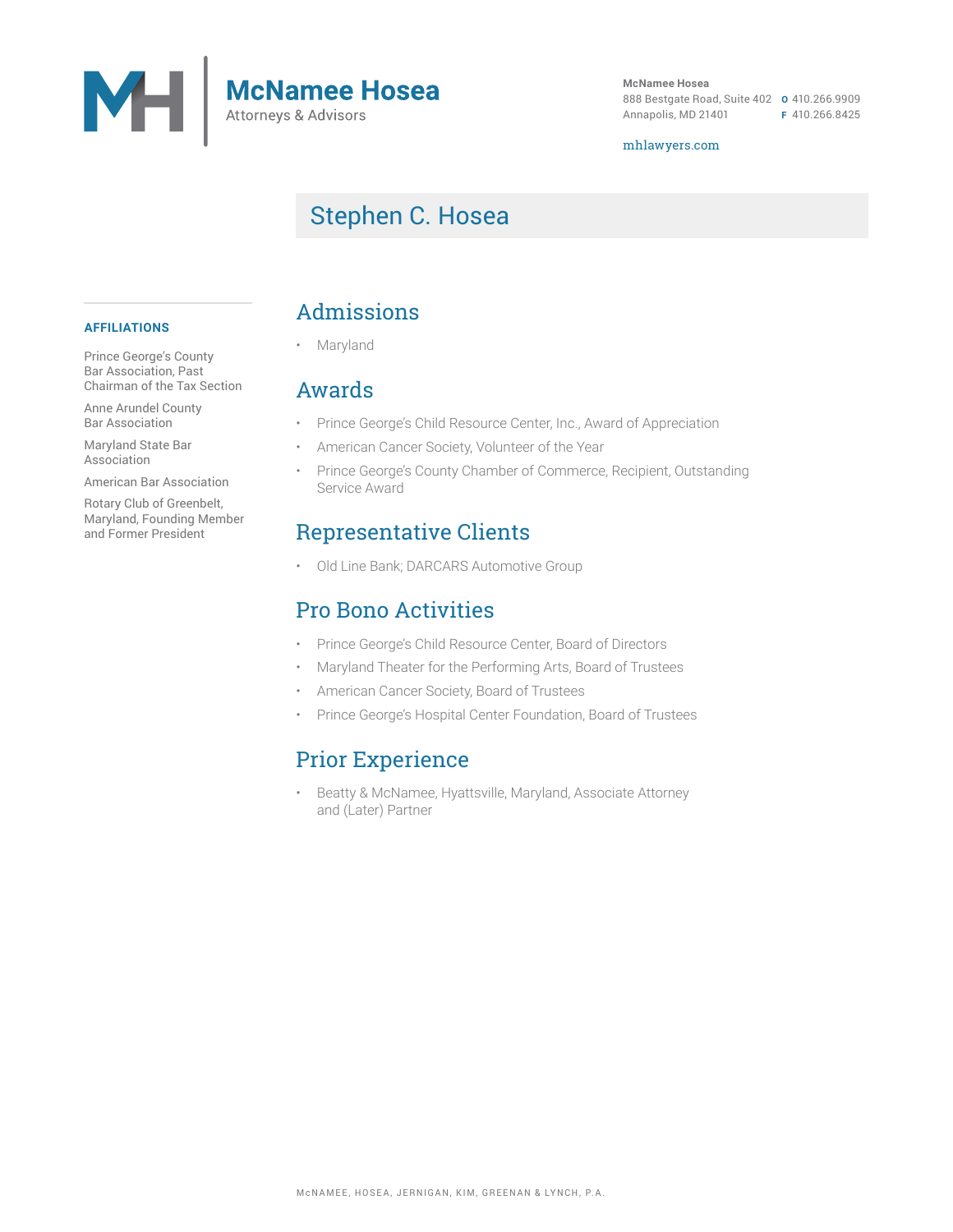McNamee Hosea
Attorneys & Advisors

**McNamee Hosea**
888 Bestgate Road, Suite 402
Annapolis, MD 21401
**O** 410.266.9909
**F** 410.266.8425

mhlawyers.com

# Stephen C. Hosea

**AFFILIATIONS**

Prince George's County Bar Association, Past Chairman of the Tax Section

Anne Arundel County Bar Association

Maryland State Bar Association

American Bar Association

Rotary Club of Greenbelt, Maryland, Founding Member and Former President

## Admissions

- Maryland

## Awards

- Prince George's Child Resource Center, Inc., Award of Appreciation
- American Cancer Society, Volunteer of the Year
- Prince George's County Chamber of Commerce, Recipient, Outstanding Service Award

## Representative Clients

- Old Line Bank; DARCARS Automotive Group

## Pro Bono Activities

- Prince George's Child Resource Center, Board of Directors
- Maryland Theater for the Performing Arts, Board of Trustees
- American Cancer Society, Board of Trustees
- Prince George's Hospital Center Foundation, Board of Trustees

## Prior Experience

- Beatty & McNamee, Hyattsville, Maryland, Associate Attorney and (Later) Partner

McNAMEE, HOSEA, JERNIGAN, KIM, GREENAN & LYNCH, P.A.